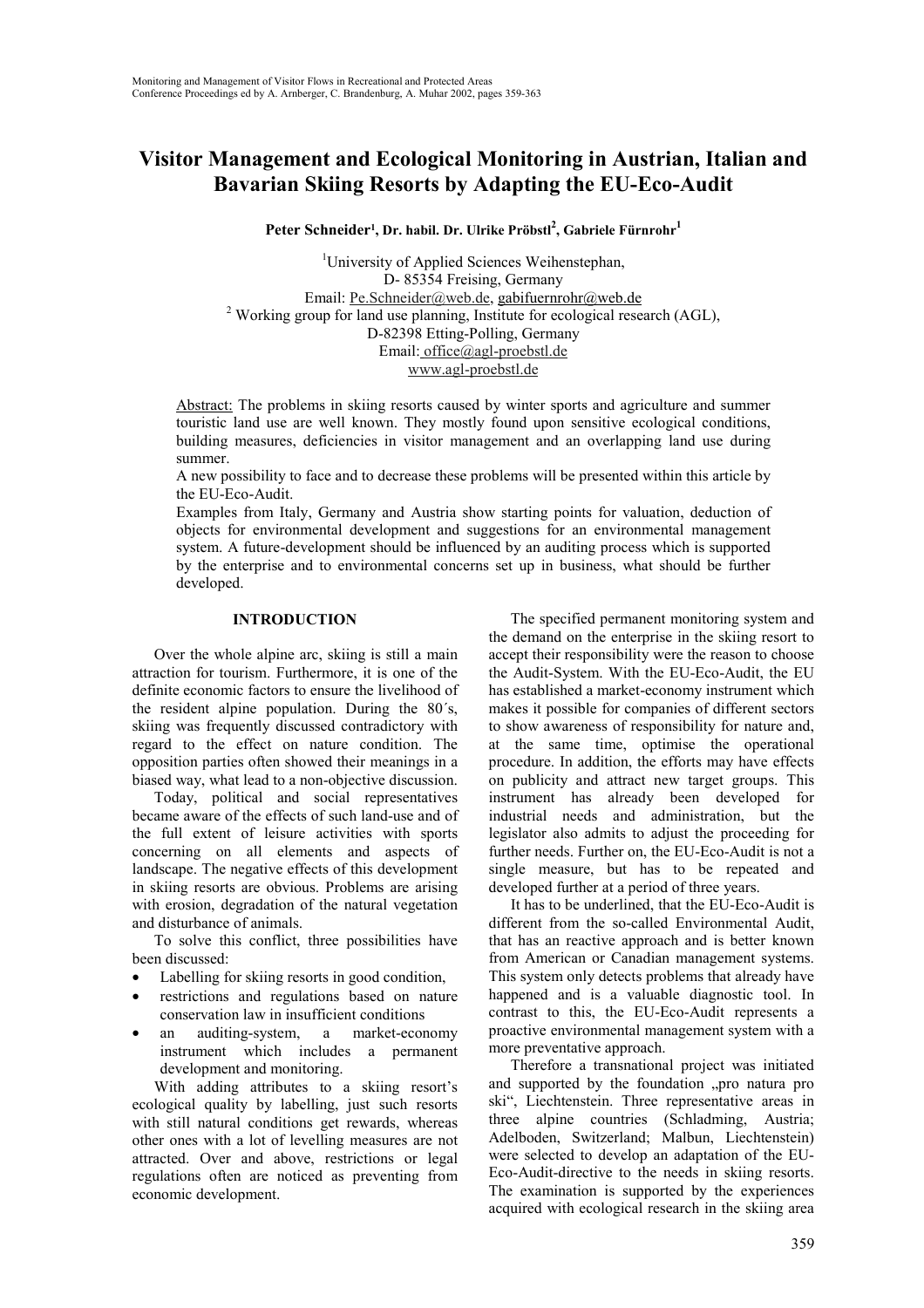# Visitor Management and Ecological Monitoring in Austrian, Italian and Bavarian Skiing Resorts by Adapting the EU-Eco-Audit

**Peter Schneider[1], Dr. habil. Dr. Ulrike Pröbstl[2], Gabriele Fürnrohr[1]**

[1]University of Applied Sciences Weihenstephan,
D- 85354 Freising, Germany
Email: Pe.Schneider@web.de, gabifuernrohr@web.de
[2] Working group for land use planning, Institute for ecological research (AGL),
D-82398 Etting-Polling, Germany
Email: office@agl-proebstl.de
www.agl-proebstl.de

Abstract: The problems in skiing resorts caused by winter sports and agriculture and summer touristic land use are well known. They mostly found upon sensitive ecological conditions, building measures, deficiencies in visitor management and an overlapping land use during summer.
A new possibility to face and to decrease these problems will be presented within this article by the EU-Eco-Audit.
Examples from Italy, Germany and Austria show starting points for valuation, deduction of objects for environmental development and suggestions for an environmental management system. A future-development should be influenced by an auditing process which is supported by the enterprise and to environmental concerns set up in business, what should be further developed.

## INTRODUCTION

Over the whole alpine arc, skiing is still a main attraction for tourism. Furthermore, it is one of the definite economic factors to ensure the livelihood of the resident alpine population. During the 80´s, skiing was frequently discussed contradictory with regard to the effect on nature condition. The opposition parties often showed their meanings in a biased way, what lead to a non-objective discussion.

Today, political and social representatives became aware of the effects of such land-use and of the full extent of leisure activities with sports concerning on all elements and aspects of landscape. The negative effects of this development in skiing resorts are obvious. Problems are arising with erosion, degradation of the natural vegetation and disturbance of animals.

To solve this conflict, three possibilities have been discussed:

- Labelling for skiing resorts in good condition,
- restrictions and regulations based on nature conservation law in insufficient conditions
- an auditing-system, a market-economy instrument which includes a permanent development and monitoring.

With adding attributes to a skiing resort's ecological quality by labelling, just such resorts with still natural conditions get rewards, whereas other ones with a lot of levelling measures are not attracted. Over and above, restrictions or legal regulations often are noticed as preventing from economic development.

The specified permanent monitoring system and the demand on the enterprise in the skiing resort to accept their responsibility were the reason to choose the Audit-System. With the EU-Eco-Audit, the EU has established a market-economy instrument which makes it possible for companies of different sectors to show awareness of responsibility for nature and, at the same time, optimise the operational procedure. In addition, the efforts may have effects on publicity and attract new target groups. This instrument has already been developed for industrial needs and administration, but the legislator also admits to adjust the proceeding for further needs. Further on, the EU-Eco-Audit is not a single measure, but has to be repeated and developed further at a period of three years.

It has to be underlined, that the EU-Eco-Audit is different from the so-called Environmental Audit, that has an reactive approach and is better known from American or Canadian management systems. This system only detects problems that already have happened and is a valuable diagnostic tool. In contrast to this, the EU-Eco-Audit represents a proactive environmental management system with a more preventative approach.

Therefore a transnational project was initiated and supported by the foundation „pro natura pro ski", Liechtenstein. Three representative areas in three alpine countries (Schladming, Austria; Adelboden, Switzerland; Malbun, Liechtenstein) were selected to develop an adaptation of the EU-Eco-Audit-directive to the needs in skiing resorts. The examination is supported by the experiences acquired with ecological research in the skiing area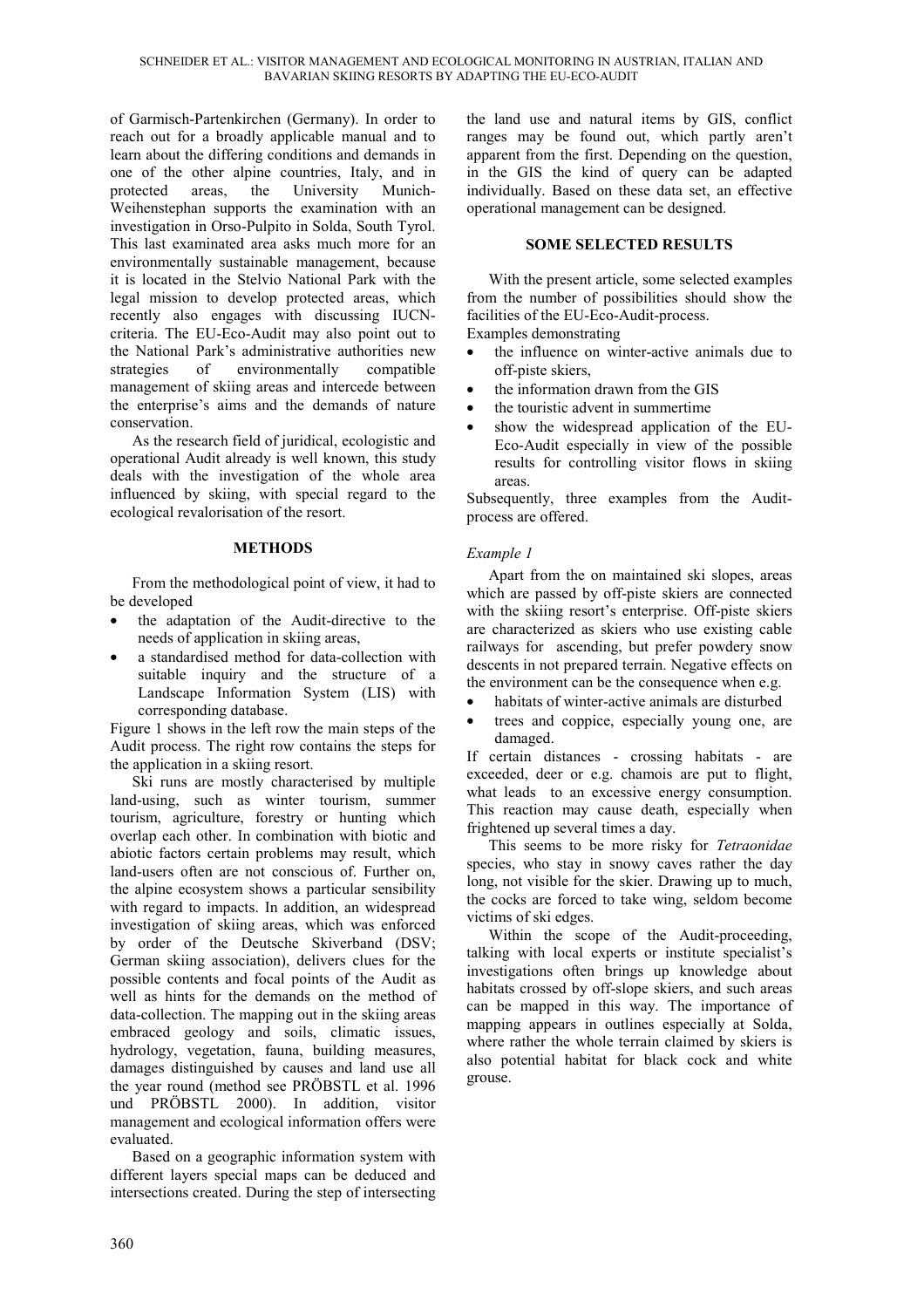of Garmisch-Partenkirchen (Germany). In order to reach out for a broadly applicable manual and to learn about the differing conditions and demands in one of the other alpine countries, Italy, and in protected areas, the University Munich-Weihenstephan supports the examination with an investigation in Orso-Pulpito in Solda, South Tyrol. This last examinated area asks much more for an environmentally sustainable management, because it is located in the Stelvio National Park with the legal mission to develop protected areas, which recently also engages with discussing IUCN-criteria. The EU-Eco-Audit may also point out to the National Park's administrative authorities new strategies of environmentally compatible management of skiing areas and intercede between the enterprise's aims and the demands of nature conservation.

As the research field of juridical, ecologistic and operational Audit already is well known, this study deals with the investigation of the whole area influenced by skiing, with special regard to the ecological revalorisation of the resort.

## METHODS

From the methodological point of view, it had to be developed

- the adaptation of the Audit-directive to the needs of application in skiing areas,
- a standardised method for data-collection with suitable inquiry and the structure of a Landscape Information System (LIS) with corresponding database.

Figure 1 shows in the left row the main steps of the Audit process. The right row contains the steps for the application in a skiing resort.

Ski runs are mostly characterised by multiple land-using, such as winter tourism, summer tourism, agriculture, forestry or hunting which overlap each other. In combination with biotic and abiotic factors certain problems may result, which land-users often are not conscious of. Further on, the alpine ecosystem shows a particular sensibility with regard to impacts. In addition, an widespread investigation of skiing areas, which was enforced by order of the Deutsche Skiverband (DSV; German skiing association), delivers clues for the possible contents and focal points of the Audit as well as hints for the demands on the method of data-collection. The mapping out in the skiing areas embraced geology and soils, climatic issues, hydrology, vegetation, fauna, building measures, damages distinguished by causes and land use all the year round (method see PRÖBSTL et al. 1996 und PRÖBSTL 2000). In addition, visitor management and ecological information offers were evaluated.

Based on a geographic information system with different layers special maps can be deduced and intersections created. During the step of intersecting the land use and natural items by GIS, conflict ranges may be found out, which partly aren't apparent from the first. Depending on the question, in the GIS the kind of query can be adapted individually. Based on these data set, an effective operational management can be designed.

## SOME SELECTED RESULTS

With the present article, some selected examples from the number of possibilities should show the facilities of the EU-Eco-Audit-process.

Examples demonstrating

- the influence on winter-active animals due to off-piste skiers,
- the information drawn from the GIS
- the touristic advent in summertime
- show the widespread application of the EU-Eco-Audit especially in view of the possible results for controlling visitor flows in skiing areas.

Subsequently, three examples from the Audit-process are offered.

### *Example 1*

Apart from the on maintained ski slopes, areas which are passed by off-piste skiers are connected with the skiing resort's enterprise. Off-piste skiers are characterized as skiers who use existing cable railways for ascending, but prefer powdery snow descents in not prepared terrain. Negative effects on the environment can be the consequence when e.g.

- habitats of winter-active animals are disturbed
- trees and coppice, especially young one, are damaged.

If certain distances - crossing habitats - are exceeded, deer or e.g. chamois are put to flight, what leads to an excessive energy consumption. This reaction may cause death, especially when frightened up several times a day.

This seems to be more risky for *Tetraonidae* species, who stay in snowy caves rather the day long, not visible for the skier. Drawing up to much, the cocks are forced to take wing, seldom become victims of ski edges.

Within the scope of the Audit-proceeding, talking with local experts or institute specialist's investigations often brings up knowledge about habitats crossed by off-slope skiers, and such areas can be mapped in this way. The importance of mapping appears in outlines especially at Solda, where rather the whole terrain claimed by skiers is also potential habitat for black cock and white grouse.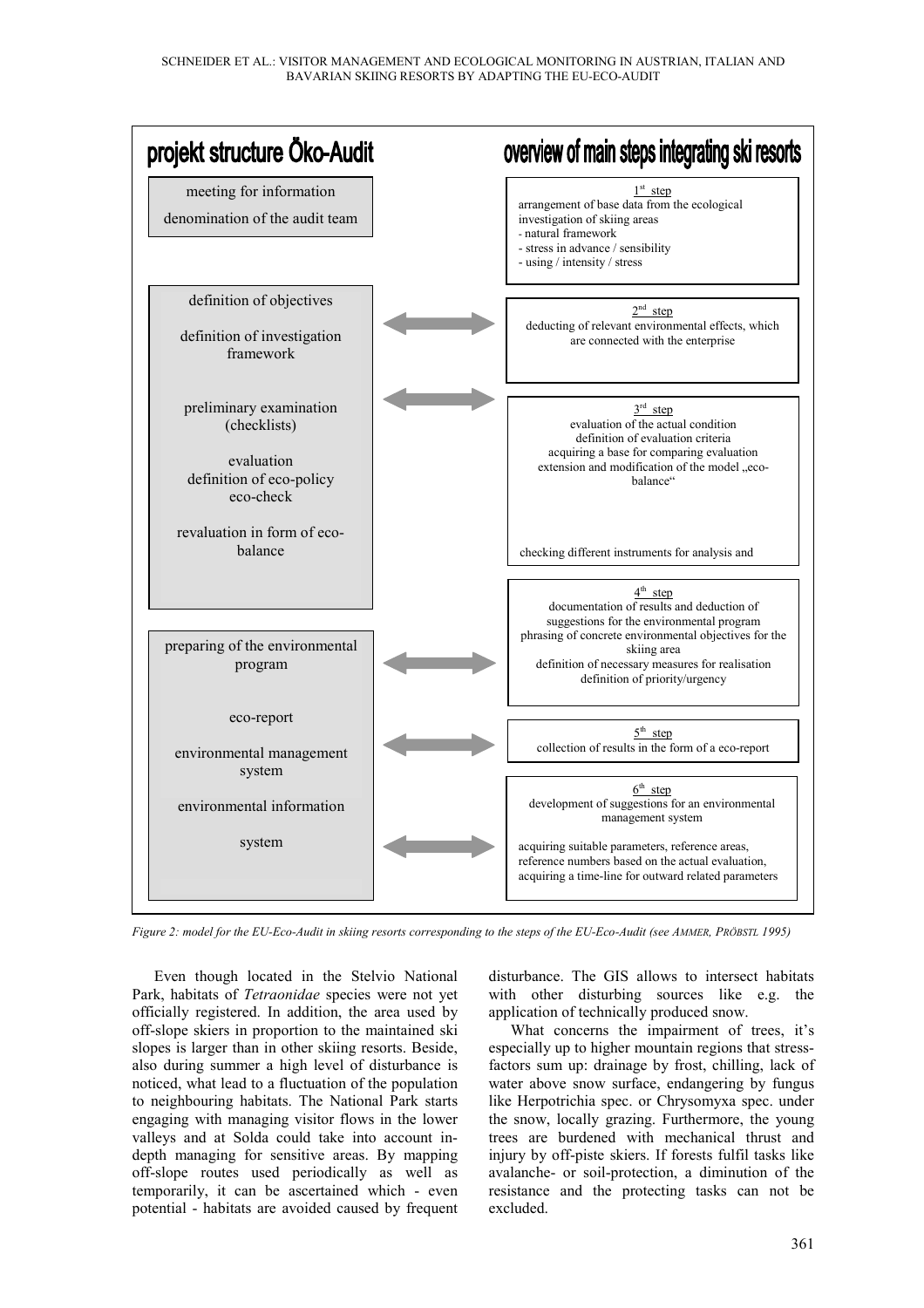| projekt structure Öko-Audit | | overview of main steps integrating ski resorts |
|---|---|---|
| meeting for information<br>denomination of the audit team | | 1st step<br>arrangement of base data from the ecological investigation of skiing areas<br>- natural framework<br>- stress in advance / sensibility<br>- using / intensity / stress |
| definition of objectives<br>definition of investigation framework | ⟷ | 2nd step<br>deducting of relevant environmental effects, which are connected with the enterprise |
| preliminary examination (checklists)<br>evaluation<br>definition of eco-policy<br>eco-check<br>revaluation in form of eco-balance | ⟷ | 3rd step<br>evaluation of the actual condition<br>definition of evaluation criteria<br>acquiring a base for comparing evaluation<br>extension and modification of the model „eco-balance“<br>checking different instruments for analysis and |
| preparing of the environmental program | ⟷ | 4th step<br>documentation of results and deduction of suggestions for the environmental program<br>phrasing of concrete environmental objectives for the skiing area<br>definition of necessary measures for realisation<br>definition of priority/urgency |
| eco-report<br>environmental management system | ⟷ | 5th step<br>collection of results in the form of a eco-report |
| environmental information system | ⟷ | 6th step<br>development of suggestions for an environmental management system<br>acquiring suitable parameters, reference areas, reference numbers based on the actual evaluation, acquiring a time-line for outward related parameters |

*Figure 2: model for the EU-Eco-Audit in skiing resorts corresponding to the steps of the EU-Eco-Audit (see AMMER, PRÖBSTL 1995)*

Even though located in the Stelvio National Park, habitats of *Tetraonidae* species were not yet officially registered. In addition, the area used by off-slope skiers in proportion to the maintained ski slopes is larger than in other skiing resorts. Beside, also during summer a high level of disturbance is noticed, what lead to a fluctuation of the population to neighbouring habitats. The National Park starts engaging with managing visitor flows in the lower valleys and at Solda could take into account in-depth managing for sensitive areas. By mapping off-slope routes used periodically as well as temporarily, it can be ascertained which - even potential - habitats are avoided caused by frequent disturbance. The GIS allows to intersect habitats with other disturbing sources like e.g. the application of technically produced snow.

What concerns the impairment of trees, it's especially up to higher mountain regions that stress-factors sum up: drainage by frost, chilling, lack of water above snow surface, endangering by fungus like Herpotrichia spec. or Chrysomyxa spec. under the snow, locally grazing. Furthermore, the young trees are burdened with mechanical thrust and injury by off-piste skiers. If forests fulfil tasks like avalanche- or soil-protection, a diminution of the resistance and the protecting tasks can not be excluded.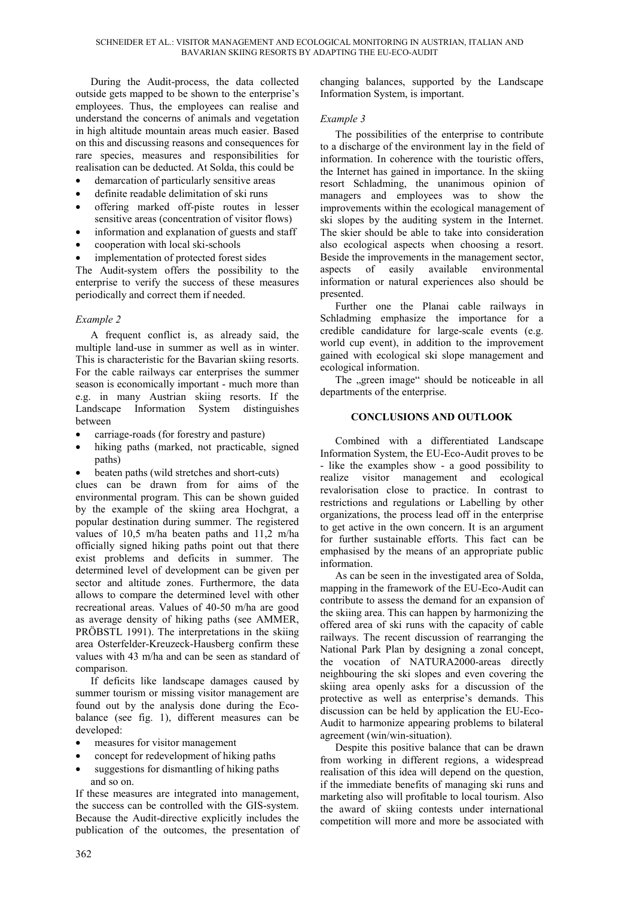During the Audit-process, the data collected outside gets mapped to be shown to the enterprise's employees. Thus, the employees can realise and understand the concerns of animals and vegetation in high altitude mountain areas much easier. Based on this and discussing reasons and consequences for rare species, measures and responsibilities for realisation can be deducted. At Solda, this could be

- demarcation of particularly sensitive areas
- definite readable delimitation of ski runs
- offering marked off-piste routes in lesser sensitive areas (concentration of visitor flows)
- information and explanation of guests and staff
- cooperation with local ski-schools
- implementation of protected forest sides

The Audit-system offers the possibility to the enterprise to verify the success of these measures periodically and correct them if needed.

### *Example 2*

A frequent conflict is, as already said, the multiple land-use in summer as well as in winter. This is characteristic for the Bavarian skiing resorts. For the cable railways car enterprises the summer season is economically important - much more than e.g. in many Austrian skiing resorts. If the Landscape Information System distinguishes between

- carriage-roads (for forestry and pasture)
- hiking paths (marked, not practicable, signed paths)
- beaten paths (wild stretches and short-cuts)

clues can be drawn from for aims of the environmental program. This can be shown guided by the example of the skiing area Hochgrat, a popular destination during summer. The registered values of 10,5 m/ha beaten paths and 11,2 m/ha officially signed hiking paths point out that there exist problems and deficits in summer. The determined level of development can be given per sector and altitude zones. Furthermore, the data allows to compare the determined level with other recreational areas. Values of 40-50 m/ha are good as average density of hiking paths (see AMMER, PRÖBSTL 1991). The interpretations in the skiing area Osterfelder-Kreuzeck-Hausberg confirm these values with 43 m/ha and can be seen as standard of comparison.

If deficits like landscape damages caused by summer tourism or missing visitor management are found out by the analysis done during the Eco-balance (see fig. 1), different measures can be developed:

- measures for visitor management
- concept for redevelopment of hiking paths
- suggestions for dismantling of hiking paths

and so on.

If these measures are integrated into management, the success can be controlled with the GIS-system. Because the Audit-directive explicitly includes the publication of the outcomes, the presentation of changing balances, supported by the Landscape Information System, is important.

### *Example 3*

The possibilities of the enterprise to contribute to a discharge of the environment lay in the field of information. In coherence with the touristic offers, the Internet has gained in importance. In the skiing resort Schladming, the unanimous opinion of managers and employees was to show the improvements within the ecological management of ski slopes by the auditing system in the Internet. The skier should be able to take into consideration also ecological aspects when choosing a resort. Beside the improvements in the management sector, aspects of easily available environmental information or natural experiences also should be presented.

Further one the Planai cable railways in Schladming emphasize the importance for a credible candidature for large-scale events (e.g. world cup event), in addition to the improvement gained with ecological ski slope management and ecological information.

The „green image" should be noticeable in all departments of the enterprise.

## CONCLUSIONS AND OUTLOOK

Combined with a differentiated Landscape Information System, the EU-Eco-Audit proves to be - like the examples show - a good possibility to realize visitor management and ecological revalorisation close to practice. In contrast to restrictions and regulations or Labelling by other organizations, the process lead off in the enterprise to get active in the own concern. It is an argument for further sustainable efforts. This fact can be emphasised by the means of an appropriate public information.

As can be seen in the investigated area of Solda, mapping in the framework of the EU-Eco-Audit can contribute to assess the demand for an expansion of the skiing area. This can happen by harmonizing the offered area of ski runs with the capacity of cable railways. The recent discussion of rearranging the National Park Plan by designing a zonal concept, the vocation of NATURA2000-areas directly neighbouring the ski slopes and even covering the skiing area openly asks for a discussion of the protective as well as enterprise's demands. This discussion can be held by application the EU-Eco-Audit to harmonize appearing problems to bilateral agreement (win/win-situation).

Despite this positive balance that can be drawn from working in different regions, a widespread realisation of this idea will depend on the question, if the immediate benefits of managing ski runs and marketing also will profitable to local tourism. Also the award of skiing contests under international competition will more and more be associated with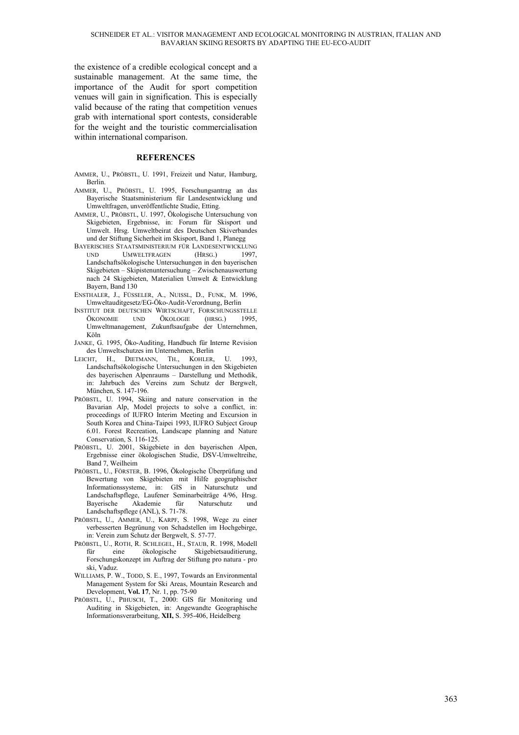the existence of a credible ecological concept and a sustainable management. At the same time, the importance of the Audit for sport competition venues will gain in signification. This is especially valid because of the rating that competition venues grab with international sport contests, considerable for the weight and the touristic commercialisation within international comparison.

## REFERENCES

AMMER, U., PRÖBSTL, U. 1991, Freizeit und Natur, Hamburg, Berlin.

AMMER, U., PRÖBSTL, U. 1995, Forschungsantrag an das Bayerische Staatsministerium für Landesentwicklung und Umweltfragen, unveröffentlichte Studie, Etting.

AMMER, U., PRÖBSTL, U. 1997, Ökologische Untersuchung von Skigebieten, Ergebnisse, in: Forum für Skisport und Umwelt. Hrsg. Umweltbeirat des Deutschen Skiverbandes und der Stiftung Sicherheit im Skisport, Band 1, Planegg

BAYERISCHES STAATSMINISTERIUM FÜR LANDESENTWICKLUNG UND UMWELTFRAGEN (HRSG.) 1997, Landschaftsökologische Untersuchungen in den bayerischen Skigebieten – Skipistenuntersuchung – Zwischenauswertung nach 24 Skigebieten, Materialien Umwelt & Entwicklung Bayern, Band 130

ENSTHALER, J., FÜSSELER, A., NUISSL, D., FUNK, M. 1996, Umweltauditgesetz/EG-Öko-Audit-Verordnung, Berlin

INSTITUT DER DEUTSCHEN WIRTSCHAFT, FORSCHUNGSSTELLE ÖKONOMIE UND ÖKOLOGIE (HRSG.) 1995, Umweltmanagement, Zukunftsaufgabe der Unternehmen, Köln

JANKE, G. 1995, Öko-Auditing, Handbuch für Interne Revision des Umweltschutzes im Unternehmen, Berlin

LEICHT, H., DIETMANN, TH., KOHLER, U. 1993, Landschaftsökologische Untersuchungen in den Skigebieten des bayerischen Alpenraums – Darstellung und Methodik, in: Jahrbuch des Vereins zum Schutz der Bergwelt, München, S. 147-196.

PRÖBSTL, U. 1994, Skiing and nature conservation in the Bavarian Alp, Model projects to solve a conflict, in: proceedings of IUFRO Interim Meeting and Excursion in South Korea and China-Taipei 1993, IUFRO Subject Group 6.01. Forest Recreation, Landscape planning and Nature Conservation, S. 116-125.

PRÖBSTL, U. 2001, Skigebiete in den bayerischen Alpen, Ergebnisse einer ökologischen Studie, DSV-Umweltreihe, Band 7, Weilheim

PRÖBSTL, U., FÖRSTER, B. 1996, Ökologische Überprüfung und Bewertung von Skigebieten mit Hilfe geographischer Informationssysteme, in: GIS in Naturschutz und Landschaftspflege, Laufener Seminarbeiträge 4/96, Hrsg. Bayerische Akademie für Naturschutz und Landschaftspflege (ANL), S. 71-78.

PRÖBSTL, U., AMMER, U., KARPF, S. 1998, Wege zu einer verbesserten Begrünung von Schadstellen im Hochgebirge, in: Verein zum Schutz der Bergwelt, S. 57-77.

PRÖBSTL, U., ROTH, R. SCHLEGEL, H., STAUB, R. 1998, Modell für eine ökologische Skigebietsauditierung, Forschungskonzept im Auftrag der Stiftung pro natura - pro ski, Vaduz.

WILLIAMS, P. W., TODD, S. E., 1997, Towards an Environmental Management System for Ski Areas, Mountain Research and Development, **Vol. 17**, Nr. 1, pp. 75-90

PRÖBSTL, U., PIHUSCH, T., 2000: GIS für Monitoring und Auditing in Skigebieten, in: Angewandte Geographische Informationsverarbeitung, **XII,** S. 395-406, Heidelberg